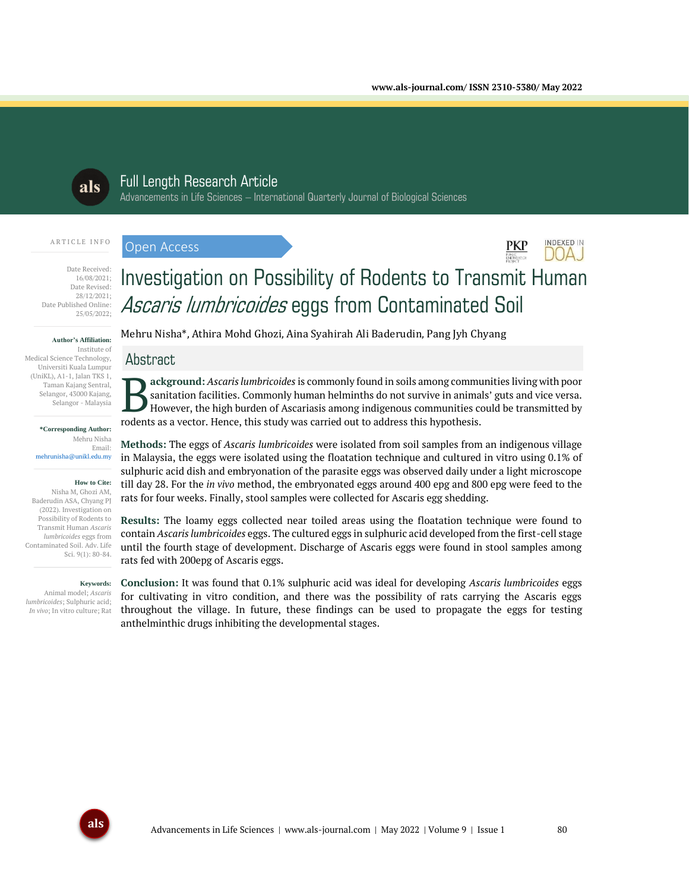Full Length Research Article

Advancements in Life Sciences – International Quarterly Journal of Biological Sciences

ARTICLE INFO

Date Received: 16/08/2021;
Date Revised: 28/12/2021;
Date Published Online: 25/05/2022;

**Author's Affiliation:**
Institute of Medical Science Technology, Universiti Kuala Lumpur (UniKL), A1-1, Jalan TKS 1, Taman Kajang Sentral, Selangor, 43000 Kajang, Selangor - Malaysia

***Corresponding Author:**
Mehru Nisha
Email: mehrunisha@unikl.edu.my

**How to Cite:**
Nisha M, Ghozi AM, Baderudin ASA, Chyang PJ (2022). Investigation on Possibility of Rodents to Transmit Human *Ascaris lumbricoides* eggs from Contaminated Soil. Adv. Life Sci. 9(1): 80-84.

**Keywords:**
Animal model; *Ascaris lumbricoides*; Sulphuric acid; *In vivo*; In vitro culture; Rat

Open Access

# Investigation on Possibility of Rodents to Transmit Human *Ascaris lumbricoides* eggs from Contaminated Soil

Mehru Nisha*, Athira Mohd Ghozi, Aina Syahirah Ali Baderudin, Pang Jyh Chyang

## Abstract

**Background:** *Ascaris lumbricoides* is commonly found in soils among communities living with poor sanitation facilities. Commonly human helminths do not survive in animals' guts and vice versa. However, the high burden of Ascariasis among indigenous communities could be transmitted by rodents as a vector. Hence, this study was carried out to address this hypothesis.

**Methods:** The eggs of *Ascaris lumbricoides* were isolated from soil samples from an indigenous village in Malaysia, the eggs were isolated using the floatation technique and cultured in vitro using 0.1% of sulphuric acid dish and embryonation of the parasite eggs was observed daily under a light microscope till day 28. For the *in vivo* method, the embryonated eggs around 400 epg and 800 epg were feed to the rats for four weeks. Finally, stool samples were collected for Ascaris egg shedding.

**Results:** The loamy eggs collected near toiled areas using the floatation technique were found to contain *Ascaris lumbricoides* eggs. The cultured eggs in sulphuric acid developed from the first-cell stage until the fourth stage of development. Discharge of Ascaris eggs were found in stool samples among rats fed with 200epg of Ascaris eggs.

**Conclusion:** It was found that 0.1% sulphuric acid was ideal for developing *Ascaris lumbricoides* eggs for cultivating in vitro condition, and there was the possibility of rats carrying the Ascaris eggs throughout the village. In future, these findings can be used to propagate the eggs for testing anthelminthic drugs inhibiting the developmental stages.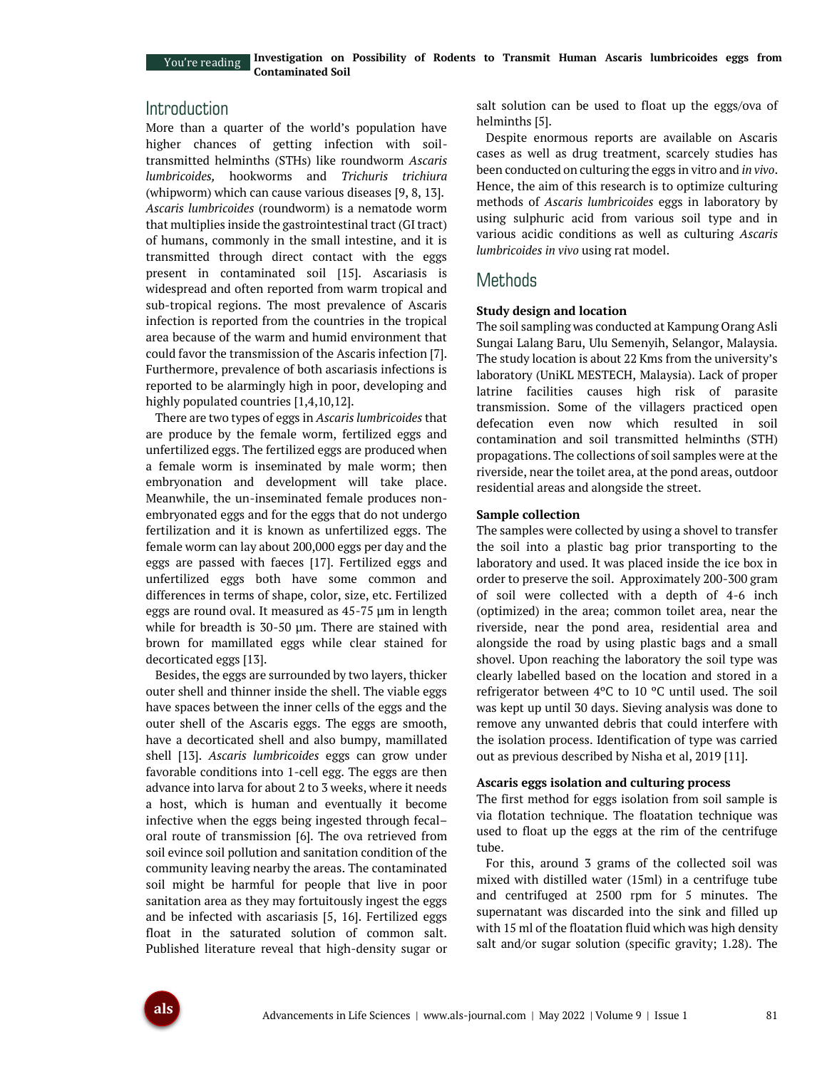## Introduction

More than a quarter of the world's population have higher chances of getting infection with soil-transmitted helminths (STHs) like roundworm *Ascaris lumbricoides,* hookworms and *Trichuris trichiura* (whipworm) which can cause various diseases [9, 8, 13]. *Ascaris lumbricoides* (roundworm) is a nematode worm that multiplies inside the gastrointestinal tract (GI tract) of humans, commonly in the small intestine, and it is transmitted through direct contact with the eggs present in contaminated soil [15]. Ascariasis is widespread and often reported from warm tropical and sub-tropical regions. The most prevalence of Ascaris infection is reported from the countries in the tropical area because of the warm and humid environment that could favor the transmission of the Ascaris infection [7]. Furthermore, prevalence of both ascariasis infections is reported to be alarmingly high in poor, developing and highly populated countries [1,4,10,12].

There are two types of eggs in *Ascaris lumbricoides* that are produce by the female worm, fertilized eggs and unfertilized eggs. The fertilized eggs are produced when a female worm is inseminated by male worm; then embryonation and development will take place. Meanwhile, the un-inseminated female produces non-embryonated eggs and for the eggs that do not undergo fertilization and it is known as unfertilized eggs. The female worm can lay about 200,000 eggs per day and the eggs are passed with faeces [17]. Fertilized eggs and unfertilized eggs both have some common and differences in terms of shape, color, size, etc. Fertilized eggs are round oval. It measured as 45-75 µm in length while for breadth is 30-50 µm. There are stained with brown for mamillated eggs while clear stained for decorticated eggs [13].

Besides, the eggs are surrounded by two layers, thicker outer shell and thinner inside the shell. The viable eggs have spaces between the inner cells of the eggs and the outer shell of the Ascaris eggs. The eggs are smooth, have a decorticated shell and also bumpy, mamillated shell [13]. *Ascaris lumbricoides* eggs can grow under favorable conditions into 1-cell egg. The eggs are then advance into larva for about 2 to 3 weeks, where it needs a host, which is human and eventually it become infective when the eggs being ingested through fecal–oral route of transmission [6]. The ova retrieved from soil evince soil pollution and sanitation condition of the community leaving nearby the areas. The contaminated soil might be harmful for people that live in poor sanitation area as they may fortuitously ingest the eggs and be infected with ascariasis [5, 16]. Fertilized eggs float in the saturated solution of common salt. Published literature reveal that high-density sugar or salt solution can be used to float up the eggs/ova of helminths [5].

Despite enormous reports are available on Ascaris cases as well as drug treatment, scarcely studies has been conducted on culturing the eggs in vitro and *in vivo*. Hence, the aim of this research is to optimize culturing methods of *Ascaris lumbricoides* eggs in laboratory by using sulphuric acid from various soil type and in various acidic conditions as well as culturing *Ascaris lumbricoides in vivo* using rat model.

## Methods

### Study design and location

The soil sampling was conducted at Kampung Orang Asli Sungai Lalang Baru, Ulu Semenyih, Selangor, Malaysia. The study location is about 22 Kms from the university's laboratory (UniKL MESTECH, Malaysia). Lack of proper latrine facilities causes high risk of parasite transmission. Some of the villagers practiced open defecation even now which resulted in soil contamination and soil transmitted helminths (STH) propagations. The collections of soil samples were at the riverside, near the toilet area, at the pond areas, outdoor residential areas and alongside the street.

### Sample collection

The samples were collected by using a shovel to transfer the soil into a plastic bag prior transporting to the laboratory and used. It was placed inside the ice box in order to preserve the soil. Approximately 200-300 gram of soil were collected with a depth of 4-6 inch (optimized) in the area; common toilet area, near the riverside, near the pond area, residential area and alongside the road by using plastic bags and a small shovel. Upon reaching the laboratory the soil type was clearly labelled based on the location and stored in a refrigerator between 4ºC to 10 ºC until used. The soil was kept up until 30 days. Sieving analysis was done to remove any unwanted debris that could interfere with the isolation process. Identification of type was carried out as previous described by Nisha et al, 2019 [11].

### Ascaris eggs isolation and culturing process

The first method for eggs isolation from soil sample is via flotation technique. The floatation technique was used to float up the eggs at the rim of the centrifuge tube.

For this, around 3 grams of the collected soil was mixed with distilled water (15ml) in a centrifuge tube and centrifuged at 2500 rpm for 5 minutes. The supernatant was discarded into the sink and filled up with 15 ml of the floatation fluid which was high density salt and/or sugar solution (specific gravity; 1.28). The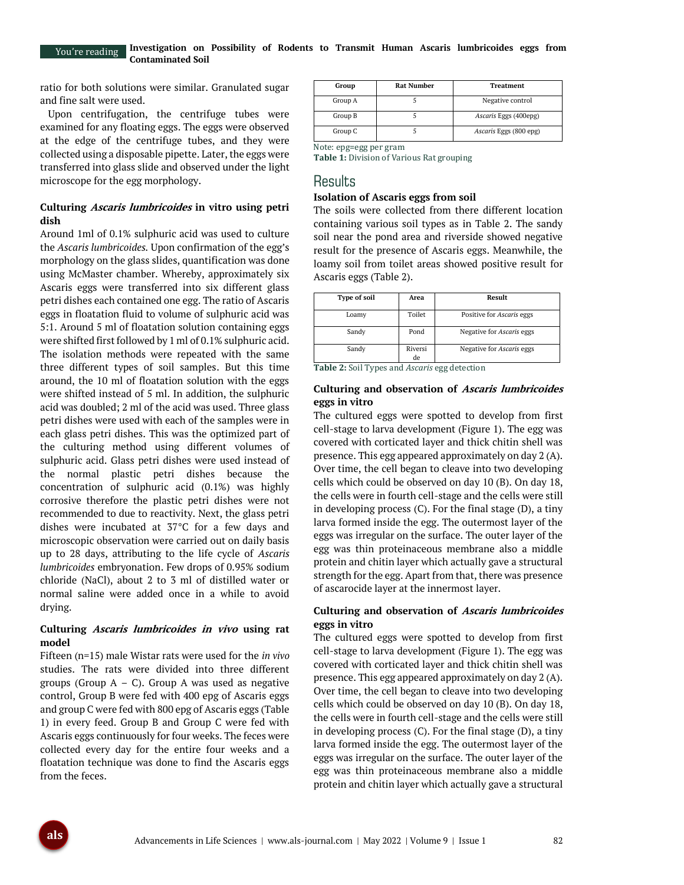ratio for both solutions were similar. Granulated sugar and fine salt were used.

Upon centrifugation, the centrifuge tubes were examined for any floating eggs. The eggs were observed at the edge of the centrifuge tubes, and they were collected using a disposable pipette. Later, the eggs were transferred into glass slide and observed under the light microscope for the egg morphology.

### Culturing *Ascaris lumbricoides* in vitro using petri dish

Around 1ml of 0.1% sulphuric acid was used to culture the *Ascaris lumbricoides*. Upon confirmation of the egg's morphology on the glass slides, quantification was done using McMaster chamber. Whereby, approximately six Ascaris eggs were transferred into six different glass petri dishes each contained one egg. The ratio of Ascaris eggs in floatation fluid to volume of sulphuric acid was 5:1. Around 5 ml of floatation solution containing eggs were shifted first followed by 1 ml of 0.1% sulphuric acid. The isolation methods were repeated with the same three different types of soil samples. But this time around, the 10 ml of floatation solution with the eggs were shifted instead of 5 ml. In addition, the sulphuric acid was doubled; 2 ml of the acid was used. Three glass petri dishes were used with each of the samples were in each glass petri dishes. This was the optimized part of the culturing method using different volumes of sulphuric acid. Glass petri dishes were used instead of the normal plastic petri dishes because the concentration of sulphuric acid (0.1%) was highly corrosive therefore the plastic petri dishes were not recommended to due to reactivity. Next, the glass petri dishes were incubated at 37°C for a few days and microscopic observation were carried out on daily basis up to 28 days, attributing to the life cycle of *Ascaris lumbricoides* embryonation. Few drops of 0.95% sodium chloride (NaCl), about 2 to 3 ml of distilled water or normal saline were added once in a while to avoid drying.

### Culturing *Ascaris lumbricoides in vivo* using rat model

Fifteen (n=15) male Wistar rats were used for the *in vivo* studies. The rats were divided into three different groups (Group A – C). Group A was used as negative control, Group B were fed with 400 epg of Ascaris eggs and group C were fed with 800 epg of Ascaris eggs (Table 1) in every feed. Group B and Group C were fed with Ascaris eggs continuously for four weeks. The feces were collected every day for the entire four weeks and a floatation technique was done to find the Ascaris eggs from the feces.

| Group | Rat Number | Treatment |
|---|---|---|
| Group A | 5 | Negative control |
| Group B | 5 | *Ascaris* Eggs (400epg) |
| Group C | 5 | *Ascaris* Eggs (800 epg) |

Note: epg=egg per gram

**Table 1:** Division of Various Rat grouping

## Results

### Isolation of Ascaris eggs from soil

The soils were collected from there different location containing various soil types as in Table 2. The sandy soil near the pond area and riverside showed negative result for the presence of Ascaris eggs. Meanwhile, the loamy soil from toilet areas showed positive result for Ascaris eggs (Table 2).

| Type of soil | Area | Result |
|---|---|---|
| Loamy | Toilet | Positive for *Ascaris* eggs |
| Sandy | Pond | Negative for *Ascaris* eggs |
| Sandy | Riverside | Negative for *Ascaris* eggs |

**Table 2:** Soil Types and *Ascaris* egg detection

### Culturing and observation of *Ascaris lumbricoides* eggs in vitro

The cultured eggs were spotted to develop from first cell-stage to larva development (Figure 1). The egg was covered with corticated layer and thick chitin shell was presence. This egg appeared approximately on day 2 (A). Over time, the cell began to cleave into two developing cells which could be observed on day 10 (B). On day 18, the cells were in fourth cell-stage and the cells were still in developing process (C). For the final stage (D), a tiny larva formed inside the egg. The outermost layer of the eggs was irregular on the surface. The outer layer of the egg was thin proteinaceous membrane also a middle protein and chitin layer which actually gave a structural strength for the egg. Apart from that, there was presence of ascarocide layer at the innermost layer.

### Culturing and observation of *Ascaris lumbricoides* eggs in vitro

The cultured eggs were spotted to develop from first cell-stage to larva development (Figure 1). The egg was covered with corticated layer and thick chitin shell was presence. This egg appeared approximately on day 2 (A). Over time, the cell began to cleave into two developing cells which could be observed on day 10 (B). On day 18, the cells were in fourth cell-stage and the cells were still in developing process (C). For the final stage (D), a tiny larva formed inside the egg. The outermost layer of the eggs was irregular on the surface. The outer layer of the egg was thin proteinaceous membrane also a middle protein and chitin layer which actually gave a structural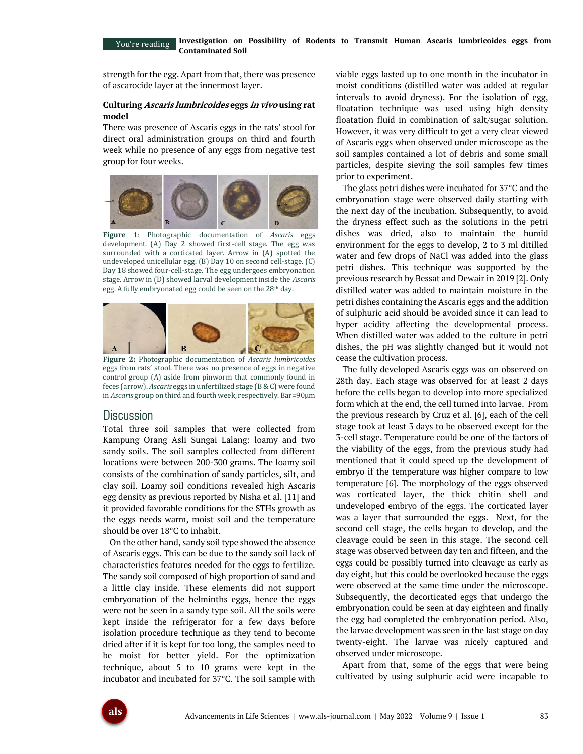strength for the egg. Apart from that, there was presence of ascarocide layer at the innermost layer.

### Culturing *Ascaris lumbricoides* eggs *in vivo* using rat model

There was presence of Ascaris eggs in the rats' stool for direct oral administration groups on third and fourth week while no presence of any eggs from negative test group for four weeks.

**Figure 1**: Photographic documentation of *Ascaris* eggs development. (A) Day 2 showed first-cell stage. The egg was surrounded with a corticated layer. Arrow in (A) spotted the undeveloped unicellular egg. (B) Day 10 on second cell-stage. (C) Day 18 showed four-cell-stage. The egg undergoes embryonation stage. Arrow in (D) showed larval development inside the *Ascaris* egg. A fully embryonated egg could be seen on the 28th day.

**Figure 2:** Photographic documentation of *Ascaris lumbricoides* eggs from rats' stool. There was no presence of eggs in negative control group (A) aside from pinworm that commonly found in feces (arrow). *Ascaris* eggs in unfertilized stage (B & C) were found in *Ascaris* group on third and fourth week, respectively. Bar=90μm

## Discussion

Total three soil samples that were collected from Kampung Orang Asli Sungai Lalang: loamy and two sandy soils. The soil samples collected from different locations were between 200-300 grams. The loamy soil consists of the combination of sandy particles, silt, and clay soil. Loamy soil conditions revealed high Ascaris egg density as previous reported by Nisha et al. [11] and it provided favorable conditions for the STHs growth as the eggs needs warm, moist soil and the temperature should be over 18°C to inhabit.

On the other hand, sandy soil type showed the absence of Ascaris eggs. This can be due to the sandy soil lack of characteristics features needed for the eggs to fertilize. The sandy soil composed of high proportion of sand and a little clay inside. These elements did not support embryonation of the helminths eggs, hence the eggs were not be seen in a sandy type soil. All the soils were kept inside the refrigerator for a few days before isolation procedure technique as they tend to become dried after if it is kept for too long, the samples need to be moist for better yield. For the optimization technique, about 5 to 10 grams were kept in the incubator and incubated for 37°C. The soil sample with viable eggs lasted up to one month in the incubator in moist conditions (distilled water was added at regular intervals to avoid dryness). For the isolation of egg, floatation technique was used using high density floatation fluid in combination of salt/sugar solution. However, it was very difficult to get a very clear viewed of Ascaris eggs when observed under microscope as the soil samples contained a lot of debris and some small particles, despite sieving the soil samples few times prior to experiment.

The glass petri dishes were incubated for 37°C and the embryonation stage were observed daily starting with the next day of the incubation. Subsequently, to avoid the dryness effect such as the solutions in the petri dishes was dried, also to maintain the humid environment for the eggs to develop, 2 to 3 ml distilled water and few drops of NaCl was added into the glass petri dishes. This technique was supported by the previous research by Bessat and Dewair in 2019 [2]. Only distilled water was added to maintain moisture in the petri dishes containing the Ascaris eggs and the addition of sulphuric acid should be avoided since it can lead to hyper acidity affecting the developmental process. When distilled water was added to the culture in petri dishes, the pH was slightly changed but it would not cease the cultivation process.

The fully developed Ascaris eggs was on observed on 28th day. Each stage was observed for at least 2 days before the cells began to develop into more specialized form which at the end, the cell turned into larvae. From the previous research by Cruz et al. [6], each of the cell stage took at least 3 days to be observed except for the 3-cell stage. Temperature could be one of the factors of the viability of the eggs, from the previous study had mentioned that it could speed up the development of embryo if the temperature was higher compare to low temperature [6]. The morphology of the eggs observed was corticated layer, the thick chitin shell and undeveloped embryo of the eggs. The corticated layer was a layer that surrounded the eggs. Next, for the second cell stage, the cells began to develop, and the cleavage could be seen in this stage. The second cell stage was observed between day ten and fifteen, and the eggs could be possibly turned into cleavage as early as day eight, but this could be overlooked because the eggs were observed at the same time under the microscope. Subsequently, the decorticated eggs that undergo the embryonation could be seen at day eighteen and finally the egg had completed the embryonation period. Also, the larvae development was seen in the last stage on day twenty-eight. The larvae was nicely captured and observed under microscope.

Apart from that, some of the eggs that were being cultivated by using sulphuric acid were incapable to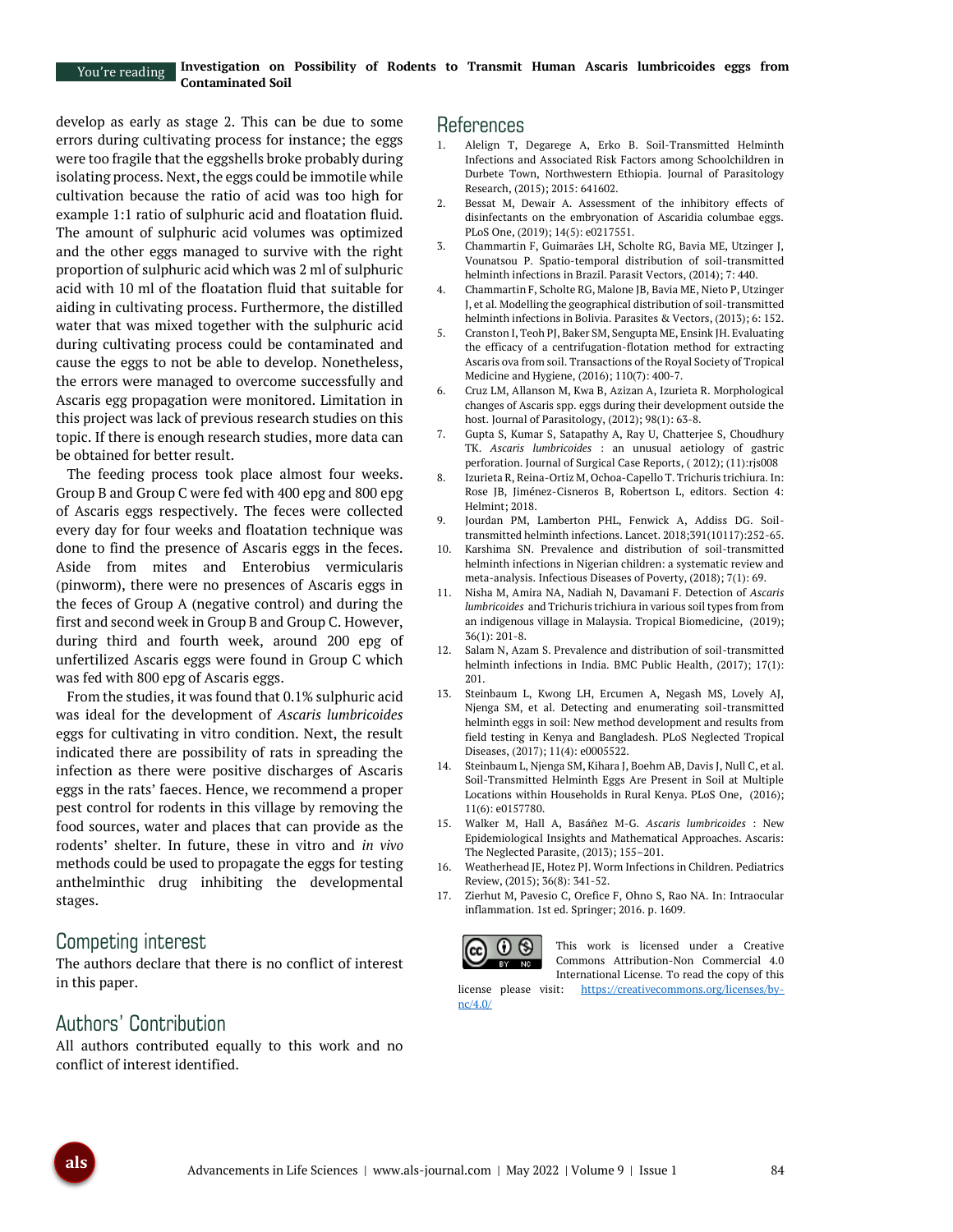develop as early as stage 2. This can be due to some errors during cultivating process for instance; the eggs were too fragile that the eggshells broke probably during isolating process. Next, the eggs could be immotile while cultivation because the ratio of acid was too high for example 1:1 ratio of sulphuric acid and floatation fluid. The amount of sulphuric acid volumes was optimized and the other eggs managed to survive with the right proportion of sulphuric acid which was 2 ml of sulphuric acid with 10 ml of the floatation fluid that suitable for aiding in cultivating process. Furthermore, the distilled water that was mixed together with the sulphuric acid during cultivating process could be contaminated and cause the eggs to not be able to develop. Nonetheless, the errors were managed to overcome successfully and Ascaris egg propagation were monitored. Limitation in this project was lack of previous research studies on this topic. If there is enough research studies, more data can be obtained for better result.

The feeding process took place almost four weeks. Group B and Group C were fed with 400 epg and 800 epg of Ascaris eggs respectively. The feces were collected every day for four weeks and floatation technique was done to find the presence of Ascaris eggs in the feces. Aside from mites and Enterobius vermicularis (pinworm), there were no presences of Ascaris eggs in the feces of Group A (negative control) and during the first and second week in Group B and Group C. However, during third and fourth week, around 200 epg of unfertilized Ascaris eggs were found in Group C which was fed with 800 epg of Ascaris eggs.

From the studies, it was found that 0.1% sulphuric acid was ideal for the development of *Ascaris lumbricoides* eggs for cultivating in vitro condition. Next, the result indicated there are possibility of rats in spreading the infection as there were positive discharges of Ascaris eggs in the rats' faeces. Hence, we recommend a proper pest control for rodents in this village by removing the food sources, water and places that can provide as the rodents' shelter. In future, these in vitro and *in vivo* methods could be used to propagate the eggs for testing anthelminthic drug inhibiting the developmental stages.

## Competing interest

The authors declare that there is no conflict of interest in this paper.

## Authors' Contribution

All authors contributed equally to this work and no conflict of interest identified.

## References

1. Alelign T, Degarege A, Erko B. Soil-Transmitted Helminth Infections and Associated Risk Factors among Schoolchildren in Durbete Town, Northwestern Ethiopia. Journal of Parasitology Research, (2015); 2015: 641602.
2. Bessat M, Dewair A. Assessment of the inhibitory effects of disinfectants on the embryonation of Ascaridia columbae eggs. PLoS One, (2019); 14(5): e0217551.
3. Chammartin F, Guimarães LH, Scholte RG, Bavia ME, Utzinger J, Vounatsou P. Spatio-temporal distribution of soil-transmitted helminth infections in Brazil. Parasit Vectors, (2014); 7: 440.
4. Chammartin F, Scholte RG, Malone JB, Bavia ME, Nieto P, Utzinger J, et al. Modelling the geographical distribution of soil-transmitted helminth infections in Bolivia. Parasites & Vectors, (2013); 6: 152.
5. Cranston I, Teoh PJ, Baker SM, Sengupta ME, Ensink JH. Evaluating the efficacy of a centrifugation-flotation method for extracting Ascaris ova from soil. Transactions of the Royal Society of Tropical Medicine and Hygiene, (2016); 110(7): 400-7.
6. Cruz LM, Allanson M, Kwa B, Azizan A, Izurieta R. Morphological changes of Ascaris spp. eggs during their development outside the host. Journal of Parasitology, (2012); 98(1): 63-8.
7. Gupta S, Kumar S, Satapathy A, Ray U, Chatterjee S, Choudhury TK. *Ascaris lumbricoides* : an unusual aetiology of gastric perforation. Journal of Surgical Case Reports, ( 2012); (11):rjs008
8. Izurieta R, Reina-Ortiz M, Ochoa-Capello T. Trichuris trichiura. In: Rose JB, Jiménez-Cisneros B, Robertson L, editors. Section 4: Helmint; 2018.
9. Jourdan PM, Lamberton PHL, Fenwick A, Addiss DG. Soil-transmitted helminth infections. Lancet. 2018;391(10117):252-65.
10. Karshima SN. Prevalence and distribution of soil-transmitted helminth infections in Nigerian children: a systematic review and meta-analysis. Infectious Diseases of Poverty, (2018); 7(1): 69.
11. Nisha M, Amira NA, Nadiah N, Davamani F. Detection of *Ascaris lumbricoides* and Trichuris trichiura in various soil types from from an indigenous village in Malaysia. Tropical Biomedicine, (2019); 36(1): 201-8.
12. Salam N, Azam S. Prevalence and distribution of soil-transmitted helminth infections in India. BMC Public Health, (2017); 17(1): 201.
13. Steinbaum L, Kwong LH, Ercumen A, Negash MS, Lovely AJ, Njenga SM, et al. Detecting and enumerating soil-transmitted helminth eggs in soil: New method development and results from field testing in Kenya and Bangladesh. PLoS Neglected Tropical Diseases, (2017); 11(4): e0005522.
14. Steinbaum L, Njenga SM, Kihara J, Boehm AB, Davis J, Null C, et al. Soil-Transmitted Helminth Eggs Are Present in Soil at Multiple Locations within Households in Rural Kenya. PLoS One, (2016); 11(6): e0157780.
15. Walker M, Hall A, Basáñez M-G. *Ascaris lumbricoides* : New Epidemiological Insights and Mathematical Approaches. Ascaris: The Neglected Parasite, (2013); 155–201.
16. Weatherhead JE, Hotez PJ. Worm Infections in Children. Pediatrics Review, (2015); 36(8): 341-52.
17. Zierhut M, Pavesio C, Orefice F, Ohno S, Rao NA. In: Intraocular inflammation. 1st ed. Springer; 2016. p. 1609.

This work is licensed under a Creative Commons Attribution-Non Commercial 4.0 International License. To read the copy of this license please visit: https://creativecommons.org/licenses/by-nc/4.0/